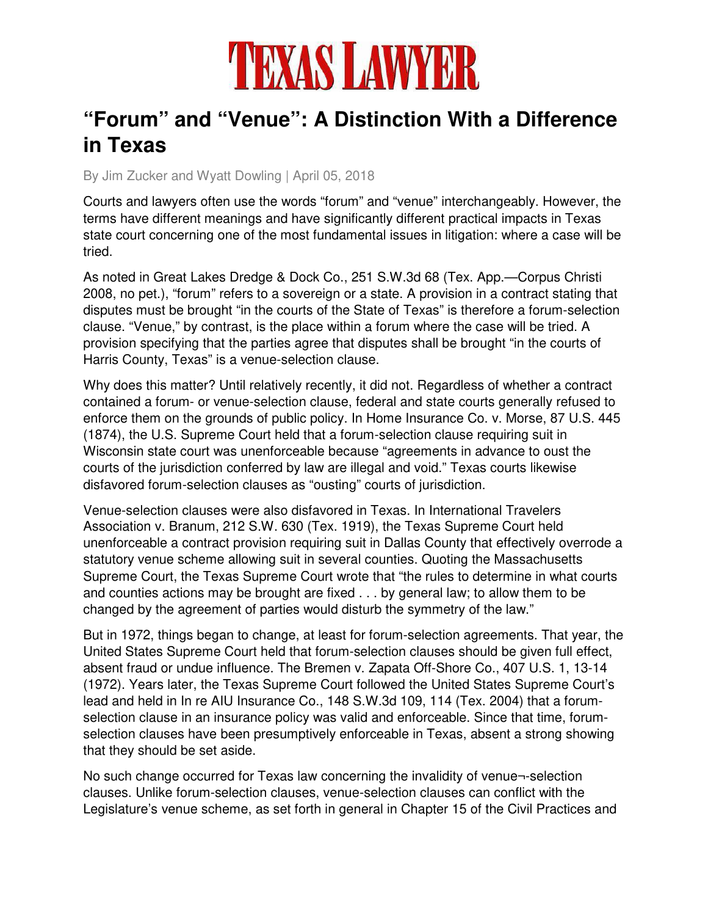# TEXAS LAWYER

## "Forum" and "Venue": A Distinction With a Difference in Texas

By Jim Zucker and Wyatt Dowling | April 05, 2018

Courts and lawyers often use the words "forum" and "venue" interchangeably. However, the terms have different meanings and have significantly different practical impacts in Texas state court concerning one of the most fundamental issues in litigation: where a case will be tried.

As noted in Great Lakes Dredge & Dock Co., 251 S.W.3d 68 (Tex. App.—Corpus Christi 2008, no pet.), "forum" refers to a sovereign or a state. A provision in a contract stating that disputes must be brought "in the courts of the State of Texas" is therefore a forum-selection clause. "Venue," by contrast, is the place within a forum where the case will be tried. A provision specifying that the parties agree that disputes shall be brought "in the courts of Harris County, Texas" is a venue-selection clause.

Why does this matter? Until relatively recently, it did not. Regardless of whether a contract contained a forum- or venue-selection clause, federal and state courts generally refused to enforce them on the grounds of public policy. In Home Insurance Co. v. Morse, 87 U.S. 445 (1874), the U.S. Supreme Court held that a forum-selection clause requiring suit in Wisconsin state court was unenforceable because "agreements in advance to oust the courts of the jurisdiction conferred by law are illegal and void." Texas courts likewise disfavored forum-selection clauses as "ousting" courts of jurisdiction.

Venue-selection clauses were also disfavored in Texas. In International Travelers Association v. Branum, 212 S.W. 630 (Tex. 1919), the Texas Supreme Court held unenforceable a contract provision requiring suit in Dallas County that effectively overrode a statutory venue scheme allowing suit in several counties. Quoting the Massachusetts Supreme Court, the Texas Supreme Court wrote that "the rules to determine in what courts and counties actions may be brought are fixed . . . by general law; to allow them to be changed by the agreement of parties would disturb the symmetry of the law."

But in 1972, things began to change, at least for forum-selection agreements. That year, the United States Supreme Court held that forum-selection clauses should be given full effect, absent fraud or undue influence. The Bremen v. Zapata Off-Shore Co., 407 U.S. 1, 13-14 (1972). Years later, the Texas Supreme Court followed the United States Supreme Court's lead and held in In re AIU Insurance Co., 148 S.W.3d 109, 114 (Tex. 2004) that a forum-selection clause in an insurance policy was valid and enforceable. Since that time, forum-selection clauses have been presumptively enforceable in Texas, absent a strong showing that they should be set aside.

No such change occurred for Texas law concerning the invalidity of venue¬-selection clauses. Unlike forum-selection clauses, venue-selection clauses can conflict with the Legislature's venue scheme, as set forth in general in Chapter 15 of the Civil Practices and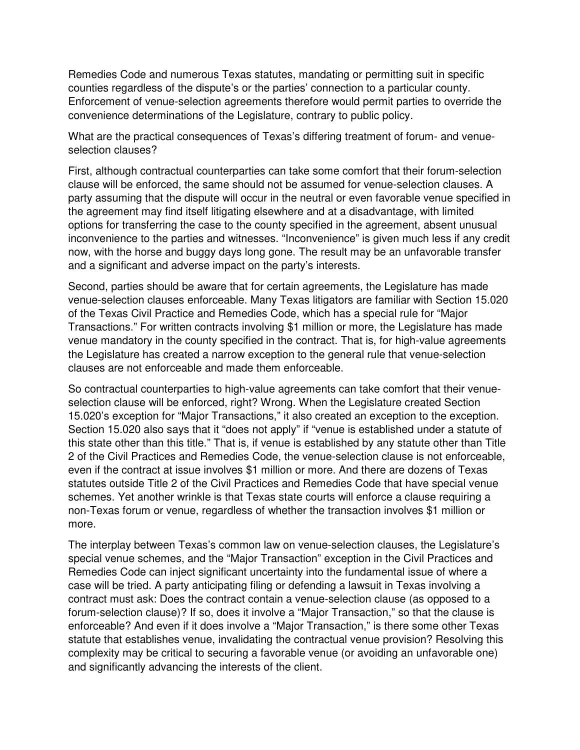Remedies Code and numerous Texas statutes, mandating or permitting suit in specific counties regardless of the dispute's or the parties' connection to a particular county. Enforcement of venue-selection agreements therefore would permit parties to override the convenience determinations of the Legislature, contrary to public policy.

What are the practical consequences of Texas's differing treatment of forum- and venue-selection clauses?

First, although contractual counterparties can take some comfort that their forum-selection clause will be enforced, the same should not be assumed for venue-selection clauses. A party assuming that the dispute will occur in the neutral or even favorable venue specified in the agreement may find itself litigating elsewhere and at a disadvantage, with limited options for transferring the case to the county specified in the agreement, absent unusual inconvenience to the parties and witnesses. "Inconvenience" is given much less if any credit now, with the horse and buggy days long gone. The result may be an unfavorable transfer and a significant and adverse impact on the party's interests.

Second, parties should be aware that for certain agreements, the Legislature has made venue-selection clauses enforceable. Many Texas litigators are familiar with Section 15.020 of the Texas Civil Practice and Remedies Code, which has a special rule for "Major Transactions." For written contracts involving $1 million or more, the Legislature has made venue mandatory in the county specified in the contract. That is, for high-value agreements the Legislature has created a narrow exception to the general rule that venue-selection clauses are not enforceable and made them enforceable.

So contractual counterparties to high-value agreements can take comfort that their venue-selection clause will be enforced, right? Wrong. When the Legislature created Section 15.020's exception for "Major Transactions," it also created an exception to the exception. Section 15.020 also says that it "does not apply" if "venue is established under a statute of this state other than this title." That is, if venue is established by any statute other than Title 2 of the Civil Practices and Remedies Code, the venue-selection clause is not enforceable, even if the contract at issue involves $1 million or more. And there are dozens of Texas statutes outside Title 2 of the Civil Practices and Remedies Code that have special venue schemes. Yet another wrinkle is that Texas state courts will enforce a clause requiring a non-Texas forum or venue, regardless of whether the transaction involves $1 million or more.

The interplay between Texas's common law on venue-selection clauses, the Legislature's special venue schemes, and the "Major Transaction" exception in the Civil Practices and Remedies Code can inject significant uncertainty into the fundamental issue of where a case will be tried. A party anticipating filing or defending a lawsuit in Texas involving a contract must ask: Does the contract contain a venue-selection clause (as opposed to a forum-selection clause)? If so, does it involve a "Major Transaction," so that the clause is enforceable? And even if it does involve a "Major Transaction," is there some other Texas statute that establishes venue, invalidating the contractual venue provision? Resolving this complexity may be critical to securing a favorable venue (or avoiding an unfavorable one) and significantly advancing the interests of the client.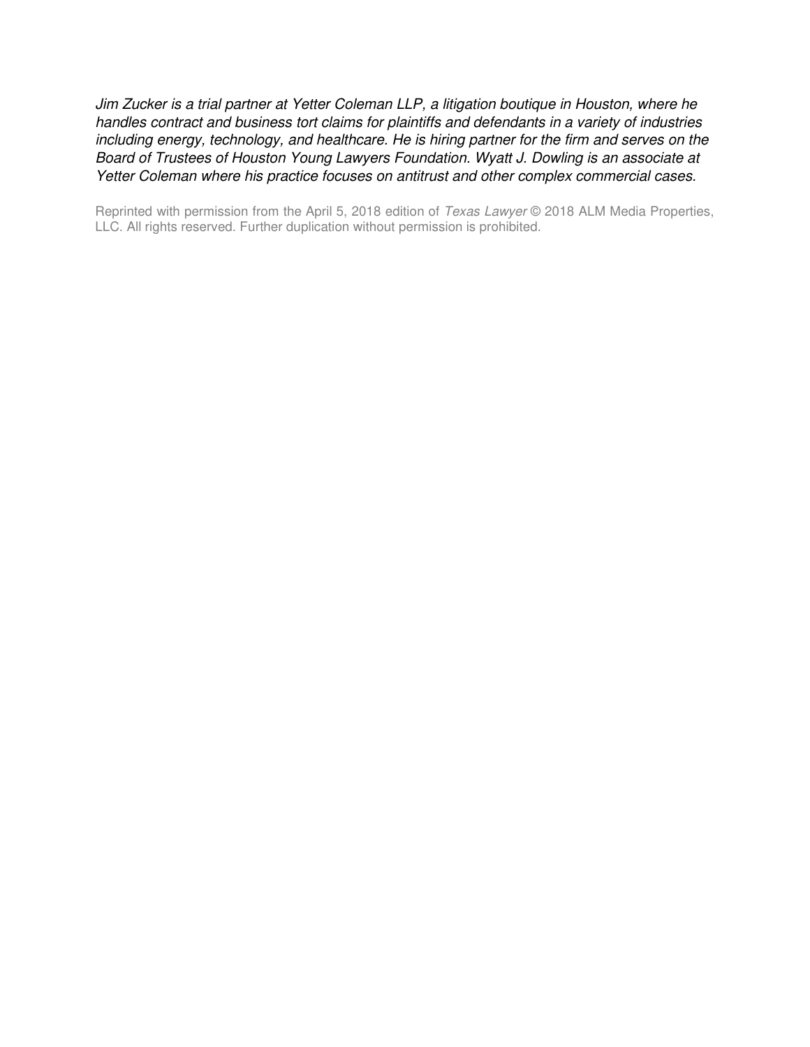*Jim Zucker is a trial partner at Yetter Coleman LLP, a litigation boutique in Houston, where he handles contract and business tort claims for plaintiffs and defendants in a variety of industries including energy, technology, and healthcare. He is hiring partner for the firm and serves on the Board of Trustees of Houston Young Lawyers Foundation. Wyatt J. Dowling is an associate at Yetter Coleman where his practice focuses on antitrust and other complex commercial cases.*

Reprinted with permission from the April 5, 2018 edition of *Texas Lawyer* © 2018 ALM Media Properties, LLC. All rights reserved. Further duplication without permission is prohibited.